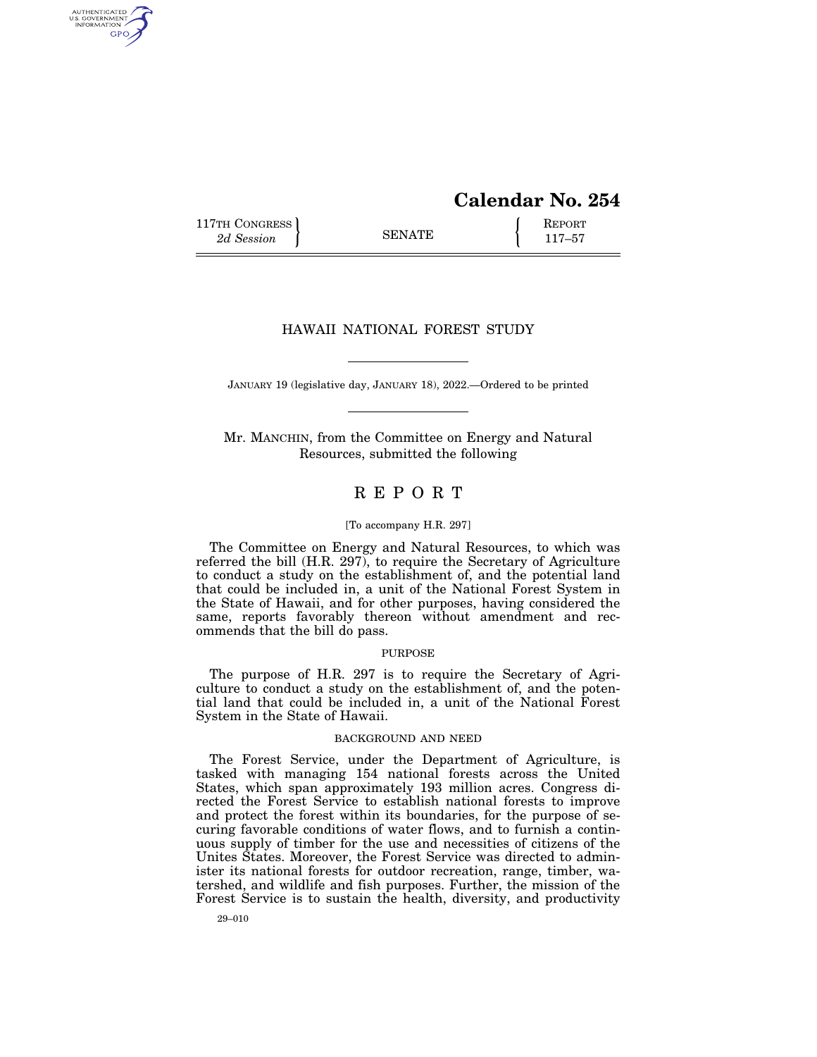# Calendar No. 254

117TH CONGRESS
*2d Session*

SENATE

REPORT
117–57

## HAWAII NATIONAL FOREST STUDY

JANUARY 19 (legislative day, JANUARY 18), 2022.—Ordered to be printed

Mr. MANCHIN, from the Committee on Energy and Natural Resources, submitted the following

## REPORT

[To accompany H.R. 297]

The Committee on Energy and Natural Resources, to which was referred the bill (H.R. 297), to require the Secretary of Agriculture to conduct a study on the establishment of, and the potential land that could be included in, a unit of the National Forest System in the State of Hawaii, and for other purposes, having considered the same, reports favorably thereon without amendment and recommends that the bill do pass.

### PURPOSE

The purpose of H.R. 297 is to require the Secretary of Agriculture to conduct a study on the establishment of, and the potential land that could be included in, a unit of the National Forest System in the State of Hawaii.

### BACKGROUND AND NEED

The Forest Service, under the Department of Agriculture, is tasked with managing 154 national forests across the United States, which span approximately 193 million acres. Congress directed the Forest Service to establish national forests to improve and protect the forest within its boundaries, for the purpose of securing favorable conditions of water flows, and to furnish a continuous supply of timber for the use and necessities of citizens of the Unites States. Moreover, the Forest Service was directed to administer its national forests for outdoor recreation, range, timber, watershed, and wildlife and fish purposes. Further, the mission of the Forest Service is to sustain the health, diversity, and productivity

29–010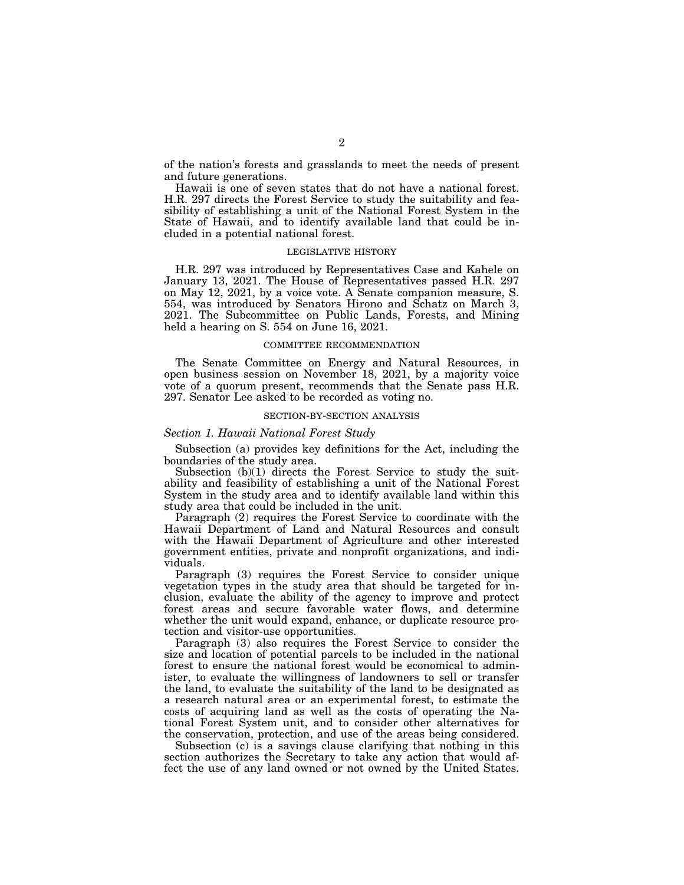of the nation's forests and grasslands to meet the needs of present and future generations.

Hawaii is one of seven states that do not have a national forest. H.R. 297 directs the Forest Service to study the suitability and feasibility of establishing a unit of the National Forest System in the State of Hawaii, and to identify available land that could be included in a potential national forest.

## LEGISLATIVE HISTORY

H.R. 297 was introduced by Representatives Case and Kahele on January 13, 2021. The House of Representatives passed H.R. 297 on May 12, 2021, by a voice vote. A Senate companion measure, S. 554, was introduced by Senators Hirono and Schatz on March 3, 2021. The Subcommittee on Public Lands, Forests, and Mining held a hearing on S. 554 on June 16, 2021.

## COMMITTEE RECOMMENDATION

The Senate Committee on Energy and Natural Resources, in open business session on November 18, 2021, by a majority voice vote of a quorum present, recommends that the Senate pass H.R. 297. Senator Lee asked to be recorded as voting no.

## SECTION-BY-SECTION ANALYSIS

### *Section 1. Hawaii National Forest Study*

Subsection (a) provides key definitions for the Act, including the boundaries of the study area.

Subsection (b)(1) directs the Forest Service to study the suitability and feasibility of establishing a unit of the National Forest System in the study area and to identify available land within this study area that could be included in the unit.

Paragraph (2) requires the Forest Service to coordinate with the Hawaii Department of Land and Natural Resources and consult with the Hawaii Department of Agriculture and other interested government entities, private and nonprofit organizations, and individuals.

Paragraph (3) requires the Forest Service to consider unique vegetation types in the study area that should be targeted for inclusion, evaluate the ability of the agency to improve and protect forest areas and secure favorable water flows, and determine whether the unit would expand, enhance, or duplicate resource protection and visitor-use opportunities.

Paragraph (3) also requires the Forest Service to consider the size and location of potential parcels to be included in the national forest to ensure the national forest would be economical to administer, to evaluate the willingness of landowners to sell or transfer the land, to evaluate the suitability of the land to be designated as a research natural area or an experimental forest, to estimate the costs of acquiring land as well as the costs of operating the National Forest System unit, and to consider other alternatives for the conservation, protection, and use of the areas being considered.

Subsection (c) is a savings clause clarifying that nothing in this section authorizes the Secretary to take any action that would affect the use of any land owned or not owned by the United States.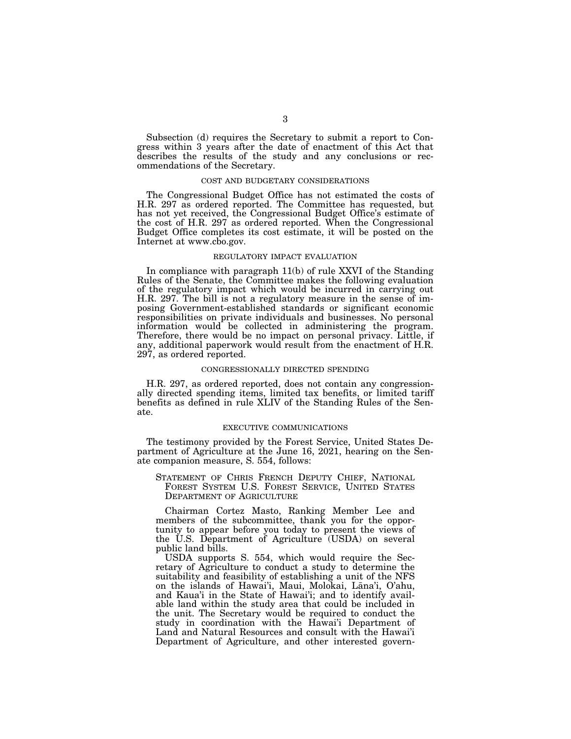Subsection (d) requires the Secretary to submit a report to Congress within 3 years after the date of enactment of this Act that describes the results of the study and any conclusions or recommendations of the Secretary.

## COST AND BUDGETARY CONSIDERATIONS

The Congressional Budget Office has not estimated the costs of H.R. 297 as ordered reported. The Committee has requested, but has not yet received, the Congressional Budget Office's estimate of the cost of H.R. 297 as ordered reported. When the Congressional Budget Office completes its cost estimate, it will be posted on the Internet at www.cbo.gov.

## REGULATORY IMPACT EVALUATION

In compliance with paragraph 11(b) of rule XXVI of the Standing Rules of the Senate, the Committee makes the following evaluation of the regulatory impact which would be incurred in carrying out H.R. 297. The bill is not a regulatory measure in the sense of imposing Government-established standards or significant economic responsibilities on private individuals and businesses. No personal information would be collected in administering the program. Therefore, there would be no impact on personal privacy. Little, if any, additional paperwork would result from the enactment of H.R. 297, as ordered reported.

## CONGRESSIONALLY DIRECTED SPENDING

H.R. 297, as ordered reported, does not contain any congressionally directed spending items, limited tax benefits, or limited tariff benefits as defined in rule XLIV of the Standing Rules of the Senate.

## EXECUTIVE COMMUNICATIONS

The testimony provided by the Forest Service, United States Department of Agriculture at the June 16, 2021, hearing on the Senate companion measure, S. 554, follows:

> STATEMENT OF CHRIS FRENCH DEPUTY CHIEF, NATIONAL FOREST SYSTEM U.S. FOREST SERVICE, UNITED STATES DEPARTMENT OF AGRICULTURE
>
> Chairman Cortez Masto, Ranking Member Lee and members of the subcommittee, thank you for the opportunity to appear before you today to present the views of the U.S. Department of Agriculture (USDA) on several public land bills.
>
> USDA supports S. 554, which would require the Secretary of Agriculture to conduct a study to determine the suitability and feasibility of establishing a unit of the NFS on the islands of Hawai'i, Maui, Molokai, Lāna'i, O'ahu, and Kaua'i in the State of Hawai'i; and to identify available land within the study area that could be included in the unit. The Secretary would be required to conduct the study in coordination with the Hawai'i Department of Land and Natural Resources and consult with the Hawai'i Department of Agriculture, and other interested govern-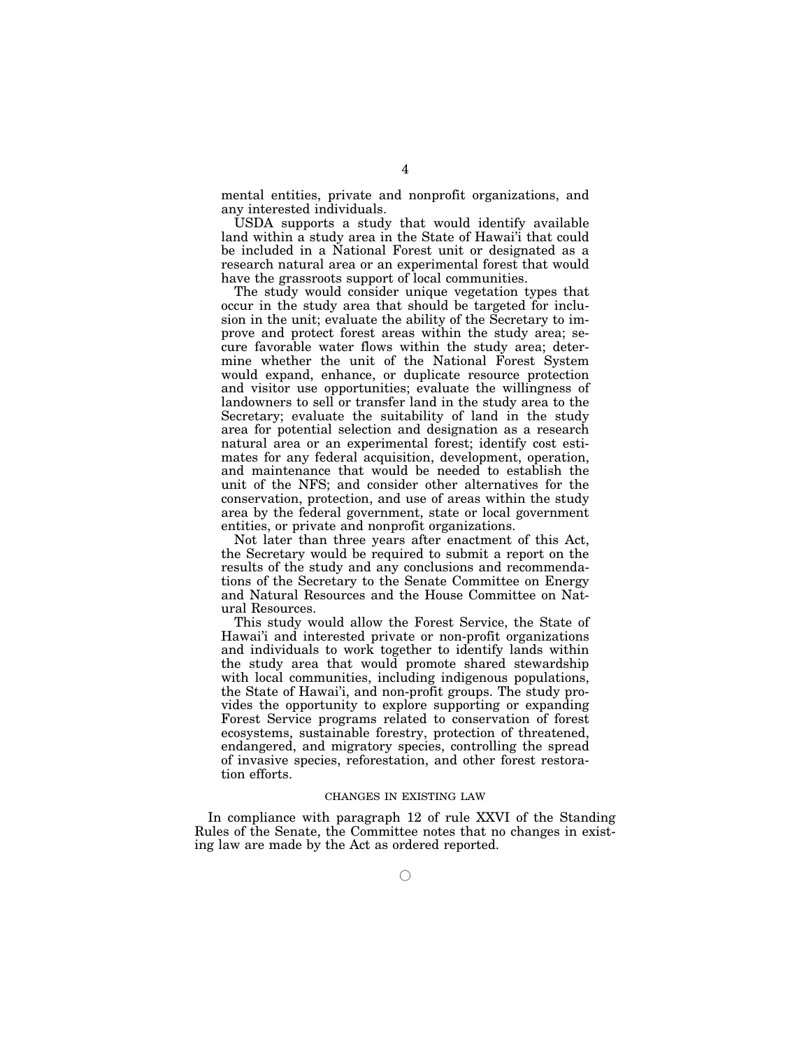mental entities, private and nonprofit organizations, and any interested individuals.

USDA supports a study that would identify available land within a study area in the State of Hawai'i that could be included in a National Forest unit or designated as a research natural area or an experimental forest that would have the grassroots support of local communities.

The study would consider unique vegetation types that occur in the study area that should be targeted for inclusion in the unit; evaluate the ability of the Secretary to improve and protect forest areas within the study area; secure favorable water flows within the study area; determine whether the unit of the National Forest System would expand, enhance, or duplicate resource protection and visitor use opportunities; evaluate the willingness of landowners to sell or transfer land in the study area to the Secretary; evaluate the suitability of land in the study area for potential selection and designation as a research natural area or an experimental forest; identify cost estimates for any federal acquisition, development, operation, and maintenance that would be needed to establish the unit of the NFS; and consider other alternatives for the conservation, protection, and use of areas within the study area by the federal government, state or local government entities, or private and nonprofit organizations.

Not later than three years after enactment of this Act, the Secretary would be required to submit a report on the results of the study and any conclusions and recommendations of the Secretary to the Senate Committee on Energy and Natural Resources and the House Committee on Natural Resources.

This study would allow the Forest Service, the State of Hawai'i and interested private or non-profit organizations and individuals to work together to identify lands within the study area that would promote shared stewardship with local communities, including indigenous populations, the State of Hawai'i, and non-profit groups. The study provides the opportunity to explore supporting or expanding Forest Service programs related to conservation of forest ecosystems, sustainable forestry, protection of threatened, endangered, and migratory species, controlling the spread of invasive species, reforestation, and other forest restoration efforts.

## CHANGES IN EXISTING LAW

In compliance with paragraph 12 of rule XXVI of the Standing Rules of the Senate, the Committee notes that no changes in existing law are made by the Act as ordered reported.